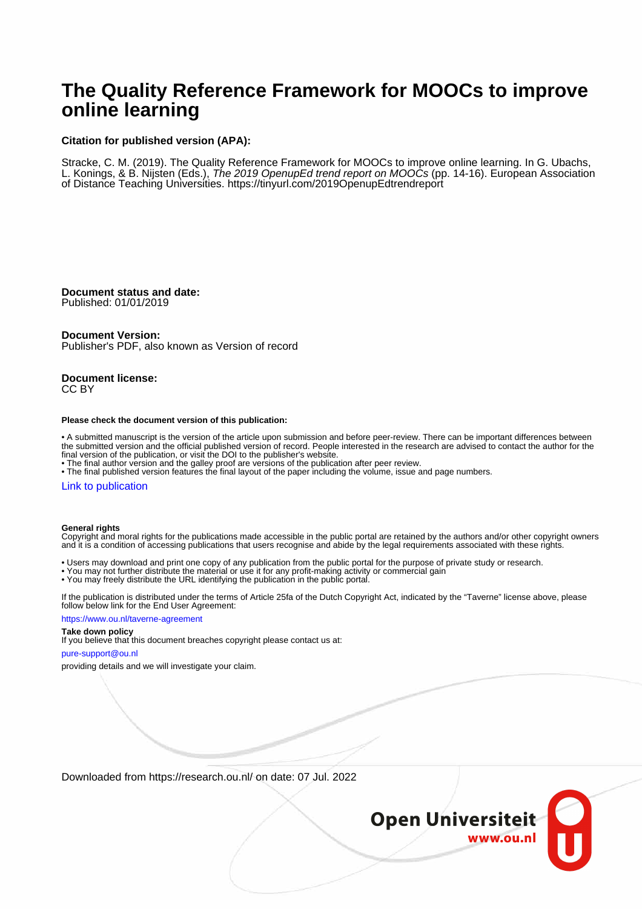# The Quality Reference Framework for MOOCs to improve online learning

**Citation for published version (APA):**

Stracke, C. M. (2019). The Quality Reference Framework for MOOCs to improve online learning. In G. Ubachs, L. Konings, & B. Nijsten (Eds.), *The 2019 OpenupEd trend report on MOOCs* (pp. 14-16). European Association of Distance Teaching Universities. https://tinyurl.com/2019OpenupEdtrendreport

**Document status and date:**
Published: 01/01/2019

**Document Version:**
Publisher's PDF, also known as Version of record

**Document license:**
CC BY

**Please check the document version of this publication:**

- A submitted manuscript is the version of the article upon submission and before peer-review. There can be important differences between the submitted version and the official published version of record. People interested in the research are advised to contact the author for the final version of the publication, or visit the DOI to the publisher's website.
- The final author version and the galley proof are versions of the publication after peer review.
- The final published version features the final layout of the paper including the volume, issue and page numbers.

Link to publication

**General rights**
Copyright and moral rights for the publications made accessible in the public portal are retained by the authors and/or other copyright owners and it is a condition of accessing publications that users recognise and abide by the legal requirements associated with these rights.

- Users may download and print one copy of any publication from the public portal for the purpose of private study or research.
- You may not further distribute the material or use it for any profit-making activity or commercial gain
- You may freely distribute the URL identifying the publication in the public portal.

If the publication is distributed under the terms of Article 25fa of the Dutch Copyright Act, indicated by the "Taverne" license above, please follow below link for the End User Agreement:

https://www.ou.nl/taverne-agreement

**Take down policy**
If you believe that this document breaches copyright please contact us at:

pure-support@ou.nl

providing details and we will investigate your claim.

Downloaded from https://research.ou.nl/ on date: 07 Jul. 2022

Open Universiteit
www.ou.nl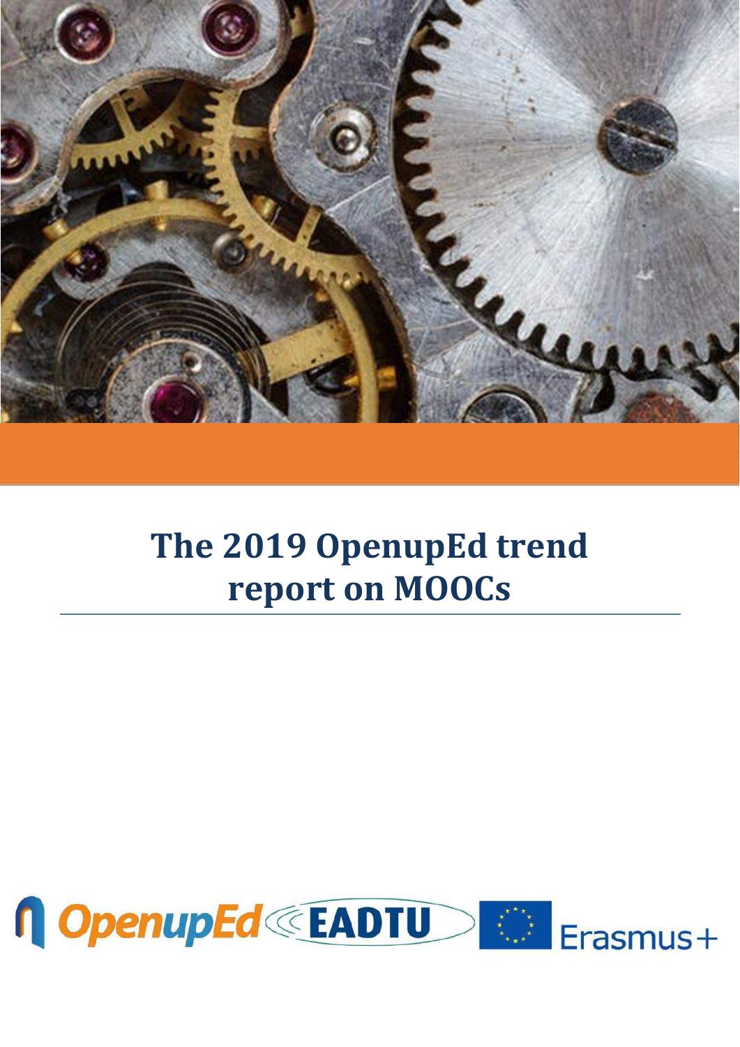# The 2019 OpenupEd trend report on MOOCs

OpenupEd EADTU Erasmus+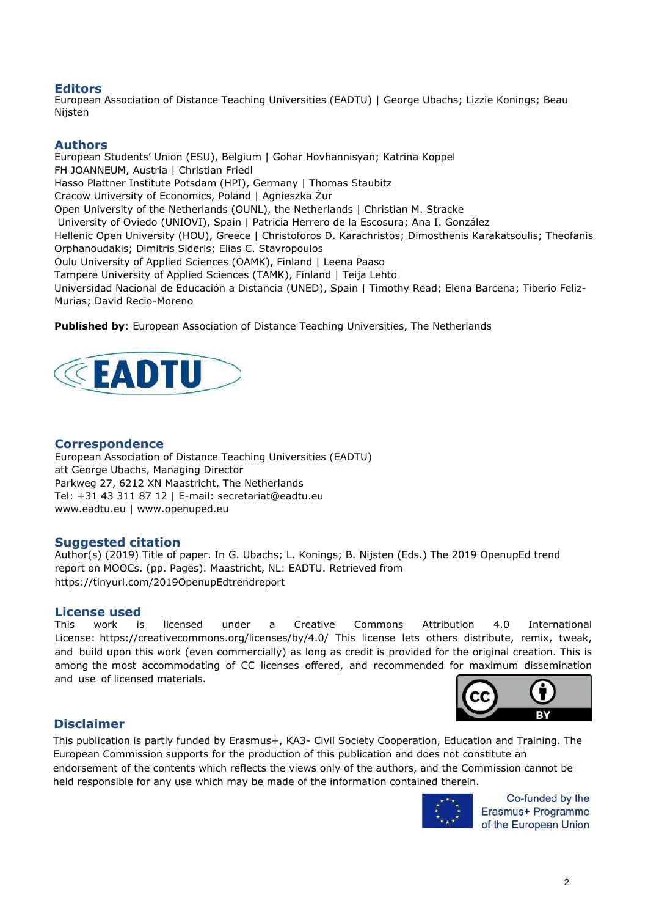## Editors

European Association of Distance Teaching Universities (EADTU) | George Ubachs; Lizzie Konings; Beau Nijsten

## Authors

European Students' Union (ESU), Belgium | Gohar Hovhannisyan; Katrina Koppel
FH JOANNEUM, Austria | Christian Friedl
Hasso Plattner Institute Potsdam (HPI), Germany | Thomas Staubitz
Cracow University of Economics, Poland | Agnieszka Żur
Open University of the Netherlands (OUNL), the Netherlands | Christian M. Stracke
University of Oviedo (UNIOVI), Spain | Patricia Herrero de la Escosura; Ana I. González
Hellenic Open University (HOU), Greece | Christoforos D. Karachristos; Dimosthenis Karakatsoulis; Theofanis Orphanoudakis; Dimitris Sideris; Elias C. Stavropoulos
Oulu University of Applied Sciences (OAMK), Finland | Leena Paaso
Tampere University of Applied Sciences (TAMK), Finland | Teija Lehto
Universidad Nacional de Educación a Distancia (UNED), Spain | Timothy Read; Elena Barcena; Tiberio Feliz-Murias; David Recio-Moreno

**Published by**: European Association of Distance Teaching Universities, The Netherlands

EADTU

## Correspondence

European Association of Distance Teaching Universities (EADTU)
att George Ubachs, Managing Director
Parkweg 27, 6212 XN Maastricht, The Netherlands
Tel: +31 43 311 87 12 | E-mail: secretariat@eadtu.eu
www.eadtu.eu | www.openuped.eu

## Suggested citation

Author(s) (2019) Title of paper. In G. Ubachs; L. Konings; B. Nijsten (Eds.) The 2019 OpenupEd trend report on MOOCs. (pp. Pages). Maastricht, NL: EADTU. Retrieved from https://tinyurl.com/2019OpenupEdtrendreport

## License used

This work is licensed under a Creative Commons Attribution 4.0 International License: https://creativecommons.org/licenses/by/4.0/ This license lets others distribute, remix, tweak, and build upon this work (even commercially) as long as credit is provided for the original creation. This is among the most accommodating of CC licenses offered, and recommended for maximum dissemination and use of licensed materials.

## Disclaimer

This publication is partly funded by Erasmus+, KA3- Civil Society Cooperation, Education and Training. The European Commission supports for the production of this publication and does not constitute an endorsement of the contents which reflects the views only of the authors, and the Commission cannot be held responsible for any use which may be made of the information contained therein.

Co-funded by the Erasmus+ Programme of the European Union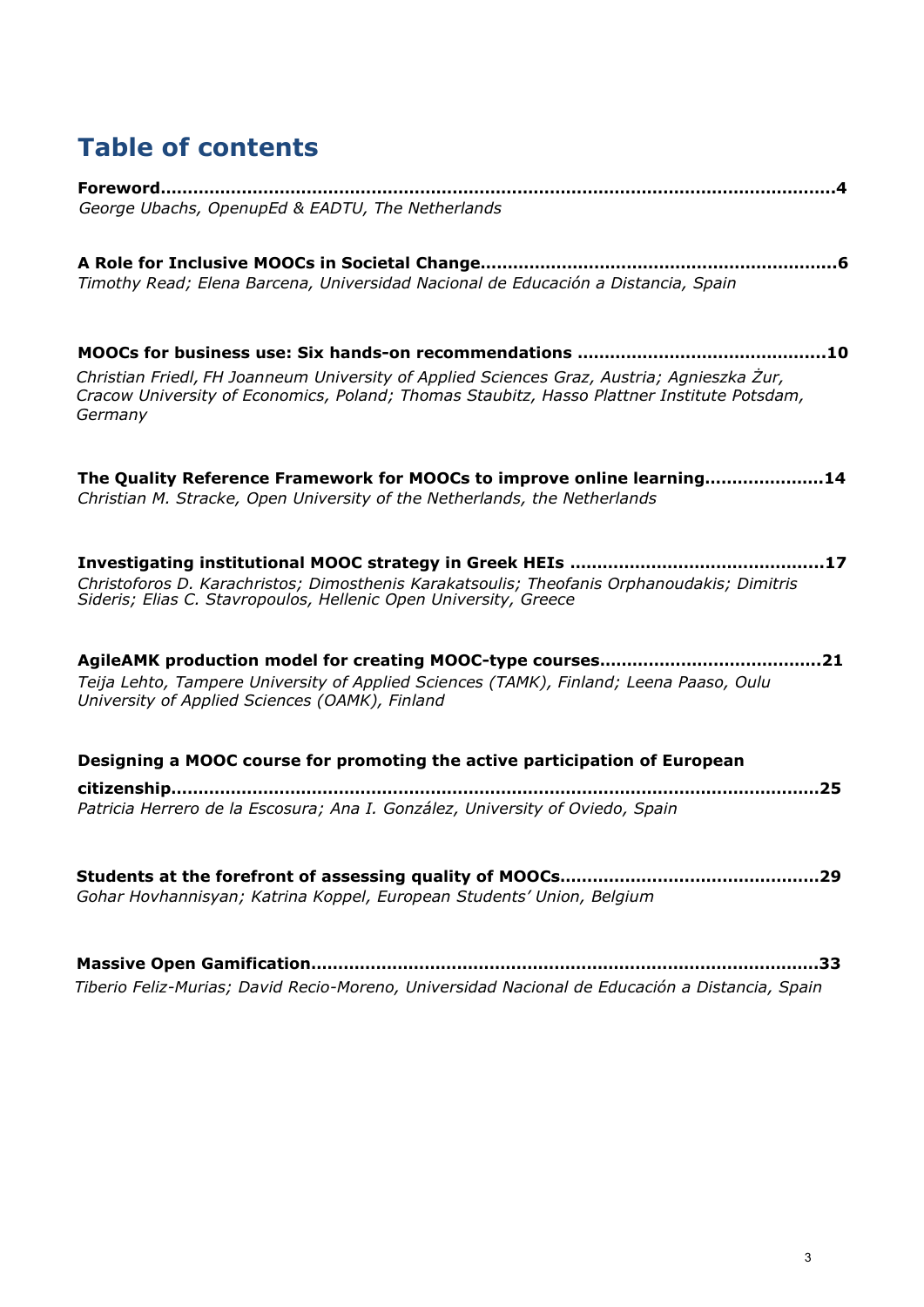# Table of contents

**Foreword........................................................................................................................4**
*George Ubachs, OpenupEd & EADTU, The Netherlands*

**A Role for Inclusive MOOCs in Societal Change.................................................................6**
*Timothy Read; Elena Barcena, Universidad Nacional de Educación a Distancia, Spain*

**MOOCs for business use: Six hands-on recommendations .............................................10**
*Christian Friedl, FH Joanneum University of Applied Sciences Graz, Austria; Agnieszka Żur, Cracow University of Economics, Poland; Thomas Staubitz, Hasso Plattner Institute Potsdam, Germany*

**The Quality Reference Framework for MOOCs to improve online learning.....................14**
*Christian M. Stracke, Open University of the Netherlands, the Netherlands*

**Investigating institutional MOOC strategy in Greek HEIs ..............................................17**
*Christoforos D. Karachristos; Dimosthenis Karakatsoulis; Theofanis Orphanoudakis; Dimitris Sideris; Elias C. Stavropoulos, Hellenic Open University, Greece*

**AgileAMK production model for creating MOOC-type courses........................................21**
*Teija Lehto, Tampere University of Applied Sciences (TAMK), Finland; Leena Paaso, Oulu University of Applied Sciences (OAMK), Finland*

**Designing a MOOC course for promoting the active participation of European citizenship.........................................................................................................................25**
*Patricia Herrero de la Escosura; Ana I. González, University of Oviedo, Spain*

**Students at the forefront of assessing quality of MOOCs...............................................29**
*Gohar Hovhannisyan; Katrina Koppel, European Students' Union, Belgium*

**Massive Open Gamification.............................................................................................33**
*Tiberio Feliz-Murias; David Recio-Moreno, Universidad Nacional de Educación a Distancia, Spain*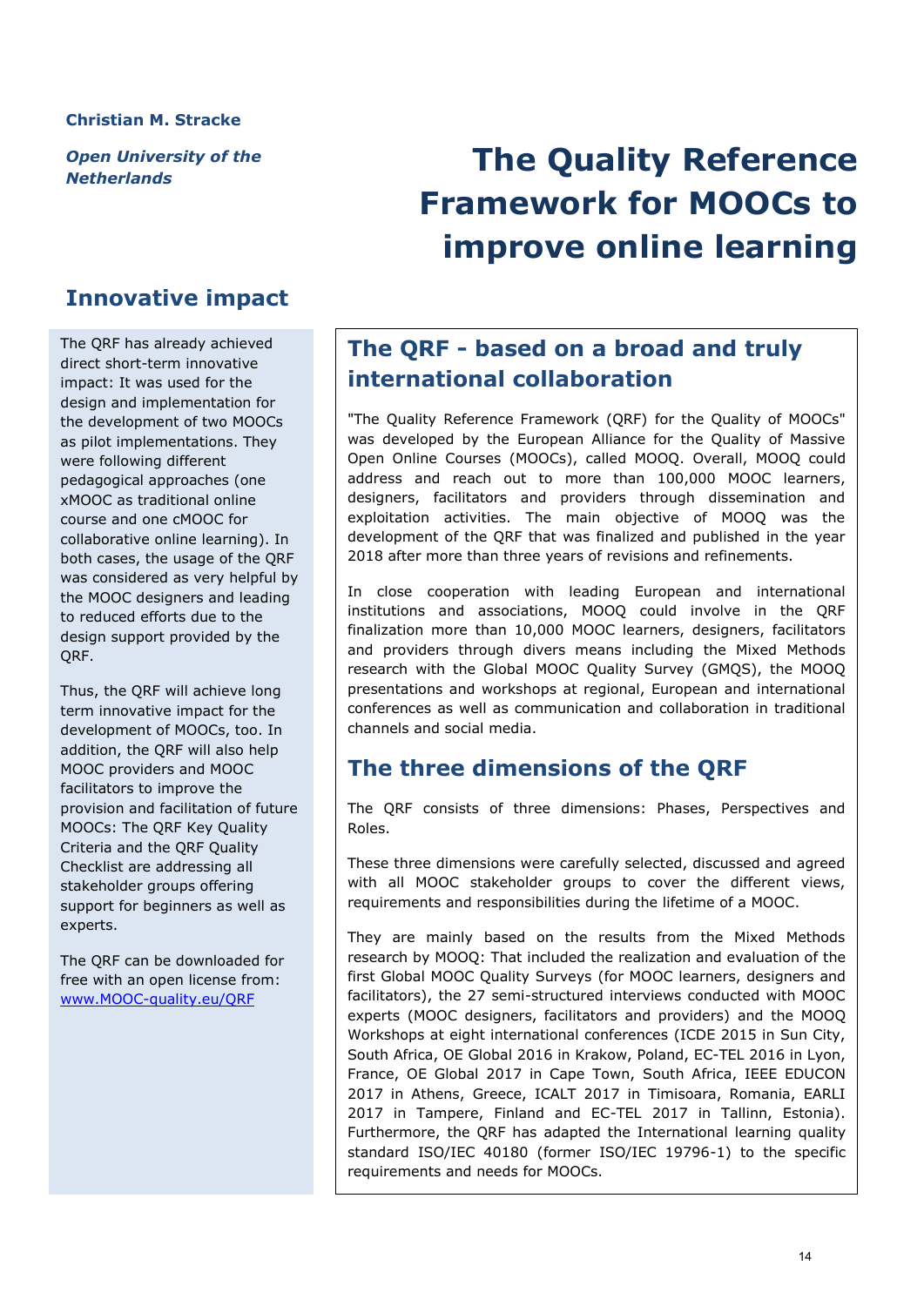**Christian M. Stracke**

***Open University of the Netherlands***

# The Quality Reference Framework for MOOCs to improve online learning

## Innovative impact

The QRF has already achieved direct short-term innovative impact: It was used for the design and implementation for the development of two MOOCs as pilot implementations. They were following different pedagogical approaches (one xMOOC as traditional online course and one cMOOC for collaborative online learning). In both cases, the usage of the QRF was considered as very helpful by the MOOC designers and leading to reduced efforts due to the design support provided by the QRF.

Thus, the QRF will achieve long term innovative impact for the development of MOOCs, too. In addition, the QRF will also help MOOC providers and MOOC facilitators to improve the provision and facilitation of future MOOCs: The QRF Key Quality Criteria and the QRF Quality Checklist are addressing all stakeholder groups offering support for beginners as well as experts.

The QRF can be downloaded for free with an open license from: [www.MOOC-quality.eu/QRF](http://www.MOOC-quality.eu/QRF)

## The QRF - based on a broad and truly international collaboration

"The Quality Reference Framework (QRF) for the Quality of MOOCs" was developed by the European Alliance for the Quality of Massive Open Online Courses (MOOCs), called MOOQ. Overall, MOOQ could address and reach out to more than 100,000 MOOC learners, designers, facilitators and providers through dissemination and exploitation activities. The main objective of MOOQ was the development of the QRF that was finalized and published in the year 2018 after more than three years of revisions and refinements.

In close cooperation with leading European and international institutions and associations, MOOQ could involve in the QRF finalization more than 10,000 MOOC learners, designers, facilitators and providers through divers means including the Mixed Methods research with the Global MOOC Quality Survey (GMQS), the MOOQ presentations and workshops at regional, European and international conferences as well as communication and collaboration in traditional channels and social media.

## The three dimensions of the QRF

The QRF consists of three dimensions: Phases, Perspectives and Roles.

These three dimensions were carefully selected, discussed and agreed with all MOOC stakeholder groups to cover the different views, requirements and responsibilities during the lifetime of a MOOC.

They are mainly based on the results from the Mixed Methods research by MOOQ: That included the realization and evaluation of the first Global MOOC Quality Surveys (for MOOC learners, designers and facilitators), the 27 semi-structured interviews conducted with MOOC experts (MOOC designers, facilitators and providers) and the MOOQ Workshops at eight international conferences (ICDE 2015 in Sun City, South Africa, OE Global 2016 in Krakow, Poland, EC-TEL 2016 in Lyon, France, OE Global 2017 in Cape Town, South Africa, IEEE EDUCON 2017 in Athens, Greece, ICALT 2017 in Timisoara, Romania, EARLI 2017 in Tampere, Finland and EC-TEL 2017 in Tallinn, Estonia). Furthermore, the QRF has adapted the International learning quality standard ISO/IEC 40180 (former ISO/IEC 19796-1) to the specific requirements and needs for MOOCs.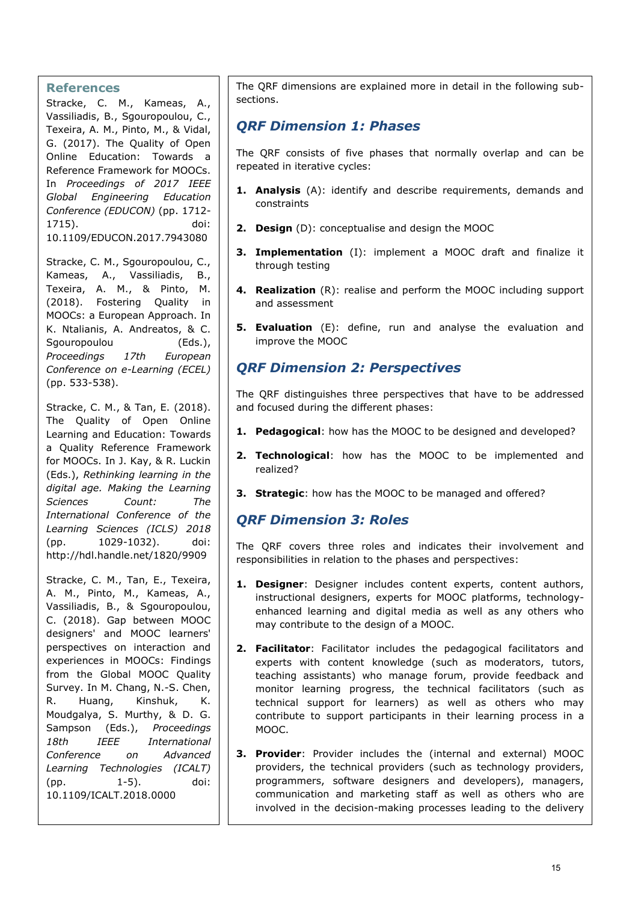## References

Stracke, C. M., Kameas, A., Vassiliadis, B., Sgouropoulou, C., Texeira, A. M., Pinto, M., & Vidal, G. (2017). The Quality of Open Online Education: Towards a Reference Framework for MOOCs. In *Proceedings of 2017 IEEE Global Engineering Education Conference (EDUCON)* (pp. 1712-1715). doi: 10.1109/EDUCON.2017.7943080

Stracke, C. M., Sgouropoulou, C., Kameas, A., Vassiliadis, B., Texeira, A. M., & Pinto, M. (2018). Fostering Quality in MOOCs: a European Approach. In K. Ntalianis, A. Andreatos, & C. Sgouropoulou (Eds.), *Proceedings 17th European Conference on e-Learning (ECEL)* (pp. 533-538).

Stracke, C. M., & Tan, E. (2018). The Quality of Open Online Learning and Education: Towards a Quality Reference Framework for MOOCs. In J. Kay, & R. Luckin (Eds.), *Rethinking learning in the digital age. Making the Learning Sciences Count: The International Conference of the Learning Sciences (ICLS) 2018* (pp. 1029-1032). doi: http://hdl.handle.net/1820/9909

Stracke, C. M., Tan, E., Texeira, A. M., Pinto, M., Kameas, A., Vassiliadis, B., & Sgouropoulou, C. (2018). Gap between MOOC designers' and MOOC learners' perspectives on interaction and experiences in MOOCs: Findings from the Global MOOC Quality Survey. In M. Chang, N.-S. Chen, R. Huang, Kinshuk, K. Moudgalya, S. Murthy, & D. G. Sampson (Eds.), *Proceedings 18th IEEE International Conference on Advanced Learning Technologies (ICALT)* (pp. 1-5). doi: 10.1109/ICALT.2018.0000

The QRF dimensions are explained more in detail in the following sub-sections.

## QRF Dimension 1: Phases

The QRF consists of five phases that normally overlap and can be repeated in iterative cycles:

1. **Analysis** (A): identify and describe requirements, demands and constraints
2. **Design** (D): conceptualise and design the MOOC
3. **Implementation** (I): implement a MOOC draft and finalize it through testing
4. **Realization** (R): realise and perform the MOOC including support and assessment
5. **Evaluation** (E): define, run and analyse the evaluation and improve the MOOC

## QRF Dimension 2: Perspectives

The QRF distinguishes three perspectives that have to be addressed and focused during the different phases:

1. **Pedagogical**: how has the MOOC to be designed and developed?
2. **Technological**: how has the MOOC to be implemented and realized?
3. **Strategic**: how has the MOOC to be managed and offered?

## QRF Dimension 3: Roles

The QRF covers three roles and indicates their involvement and responsibilities in relation to the phases and perspectives:

1. **Designer**: Designer includes content experts, content authors, instructional designers, experts for MOOC platforms, technology-enhanced learning and digital media as well as any others who may contribute to the design of a MOOC.
2. **Facilitator**: Facilitator includes the pedagogical facilitators and experts with content knowledge (such as moderators, tutors, teaching assistants) who manage forum, provide feedback and monitor learning progress, the technical facilitators (such as technical support for learners) as well as others who may contribute to support participants in their learning process in a MOOC.
3. **Provider**: Provider includes the (internal and external) MOOC providers, the technical providers (such as technology providers, programmers, software designers and developers), managers, communication and marketing staff as well as others who are involved in the decision-making processes leading to the delivery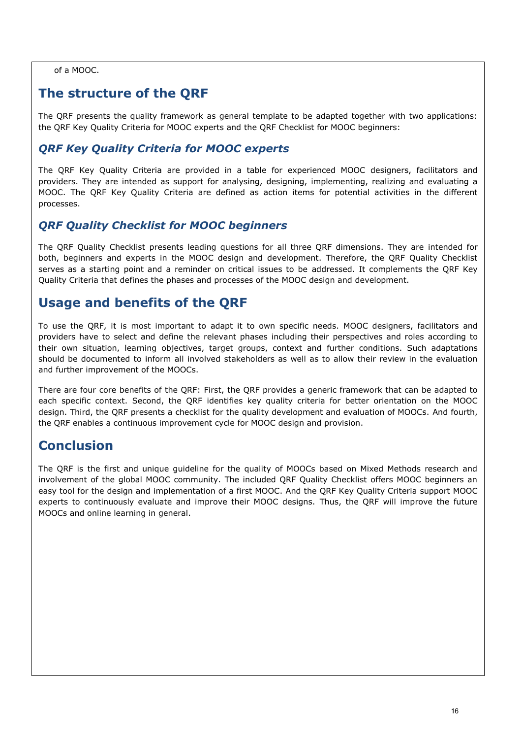of a MOOC.

## The structure of the QRF

The QRF presents the quality framework as general template to be adapted together with two applications: the QRF Key Quality Criteria for MOOC experts and the QRF Checklist for MOOC beginners:

### *QRF Key Quality Criteria for MOOC experts*

The QRF Key Quality Criteria are provided in a table for experienced MOOC designers, facilitators and providers. They are intended as support for analysing, designing, implementing, realizing and evaluating a MOOC. The QRF Key Quality Criteria are defined as action items for potential activities in the different processes.

### *QRF Quality Checklist for MOOC beginners*

The QRF Quality Checklist presents leading questions for all three QRF dimensions. They are intended for both, beginners and experts in the MOOC design and development. Therefore, the QRF Quality Checklist serves as a starting point and a reminder on critical issues to be addressed. It complements the QRF Key Quality Criteria that defines the phases and processes of the MOOC design and development.

## Usage and benefits of the QRF

To use the QRF, it is most important to adapt it to own specific needs. MOOC designers, facilitators and providers have to select and define the relevant phases including their perspectives and roles according to their own situation, learning objectives, target groups, context and further conditions. Such adaptations should be documented to inform all involved stakeholders as well as to allow their review in the evaluation and further improvement of the MOOCs.

There are four core benefits of the QRF: First, the QRF provides a generic framework that can be adapted to each specific context. Second, the QRF identifies key quality criteria for better orientation on the MOOC design. Third, the QRF presents a checklist for the quality development and evaluation of MOOCs. And fourth, the QRF enables a continuous improvement cycle for MOOC design and provision.

## Conclusion

The QRF is the first and unique guideline for the quality of MOOCs based on Mixed Methods research and involvement of the global MOOC community. The included QRF Quality Checklist offers MOOC beginners an easy tool for the design and implementation of a first MOOC. And the QRF Key Quality Criteria support MOOC experts to continuously evaluate and improve their MOOC designs. Thus, the QRF will improve the future MOOCs and online learning in general.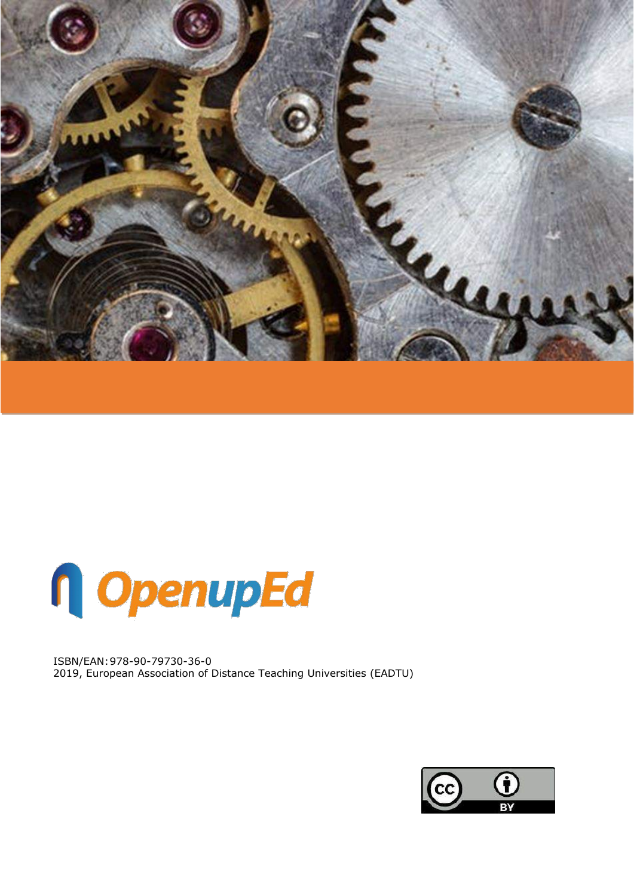OpenupEd

ISBN/EAN: 978-90-79730-36-0
2019, European Association of Distance Teaching Universities (EADTU)